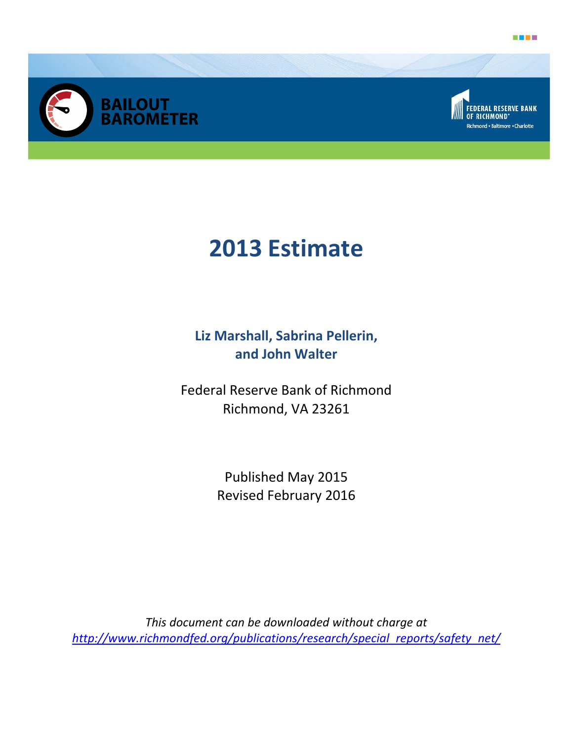BAILOUT BAROMETER

FEDERAL RESERVE BANK OF RICHMOND
Richmond • Baltimore • Charlotte

# 2013 Estimate

**Liz Marshall, Sabrina Pellerin, and John Walter**

Federal Reserve Bank of Richmond
Richmond, VA 23261

Published May 2015
Revised February 2016

*This document can be downloaded without charge at* *http://www.richmondfed.org/publications/research/special_reports/safety_net/*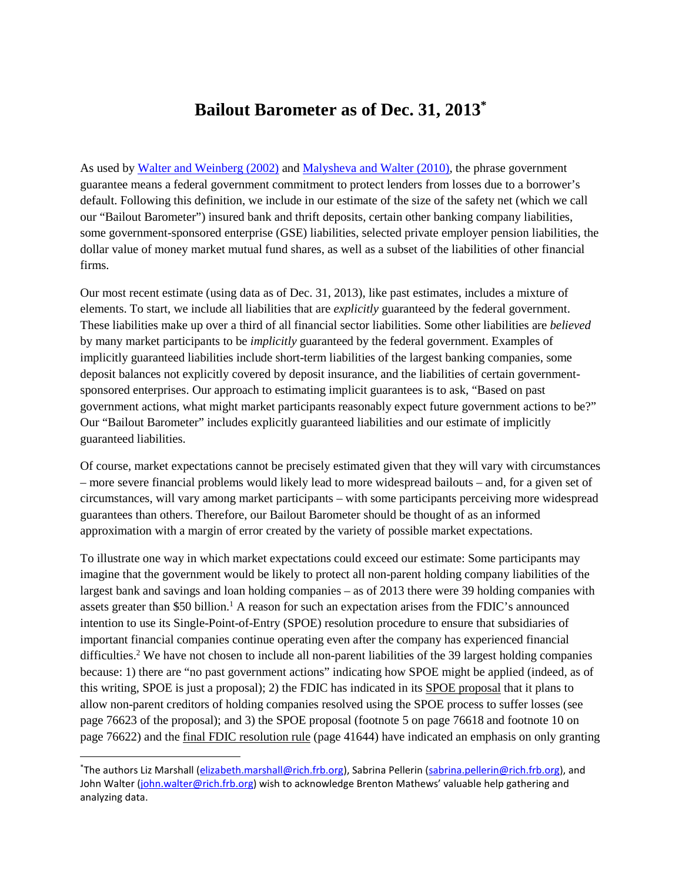# Bailout Barometer as of Dec. 31, 2013*

As used by Walter and Weinberg (2002) and Malysheva and Walter (2010), the phrase government guarantee means a federal government commitment to protect lenders from losses due to a borrower's default. Following this definition, we include in our estimate of the size of the safety net (which we call our "Bailout Barometer") insured bank and thrift deposits, certain other banking company liabilities, some government-sponsored enterprise (GSE) liabilities, selected private employer pension liabilities, the dollar value of money market mutual fund shares, as well as a subset of the liabilities of other financial firms.

Our most recent estimate (using data as of Dec. 31, 2013), like past estimates, includes a mixture of elements. To start, we include all liabilities that are *explicitly* guaranteed by the federal government. These liabilities make up over a third of all financial sector liabilities. Some other liabilities are *believed* by many market participants to be *implicitly* guaranteed by the federal government. Examples of implicitly guaranteed liabilities include short-term liabilities of the largest banking companies, some deposit balances not explicitly covered by deposit insurance, and the liabilities of certain government-sponsored enterprises. Our approach to estimating implicit guarantees is to ask, "Based on past government actions, what might market participants reasonably expect future government actions to be?" Our "Bailout Barometer" includes explicitly guaranteed liabilities and our estimate of implicitly guaranteed liabilities.

Of course, market expectations cannot be precisely estimated given that they will vary with circumstances – more severe financial problems would likely lead to more widespread bailouts – and, for a given set of circumstances, will vary among market participants – with some participants perceiving more widespread guarantees than others. Therefore, our Bailout Barometer should be thought of as an informed approximation with a margin of error created by the variety of possible market expectations.

To illustrate one way in which market expectations could exceed our estimate: Some participants may imagine that the government would be likely to protect all non-parent holding company liabilities of the largest bank and savings and loan holding companies – as of 2013 there were 39 holding companies with assets greater than $50 billion.[1] A reason for such an expectation arises from the FDIC's announced intention to use its Single-Point-of-Entry (SPOE) resolution procedure to ensure that subsidiaries of important financial companies continue operating even after the company has experienced financial difficulties.[2] We have not chosen to include all non-parent liabilities of the 39 largest holding companies because: 1) there are "no past government actions" indicating how SPOE might be applied (indeed, as of this writing, SPOE is just a proposal); 2) the FDIC has indicated in its SPOE proposal that it plans to allow non-parent creditors of holding companies resolved using the SPOE process to suffer losses (see page 76623 of the proposal); and 3) the SPOE proposal (footnote 5 on page 76618 and footnote 10 on page 76622) and the final FDIC resolution rule (page 41644) have indicated an emphasis on only granting

---

*The authors Liz Marshall (elizabeth.marshall@rich.frb.org), Sabrina Pellerin (sabrina.pellerin@rich.frb.org), and John Walter (john.walter@rich.frb.org) wish to acknowledge Brenton Mathews' valuable help gathering and analyzing data.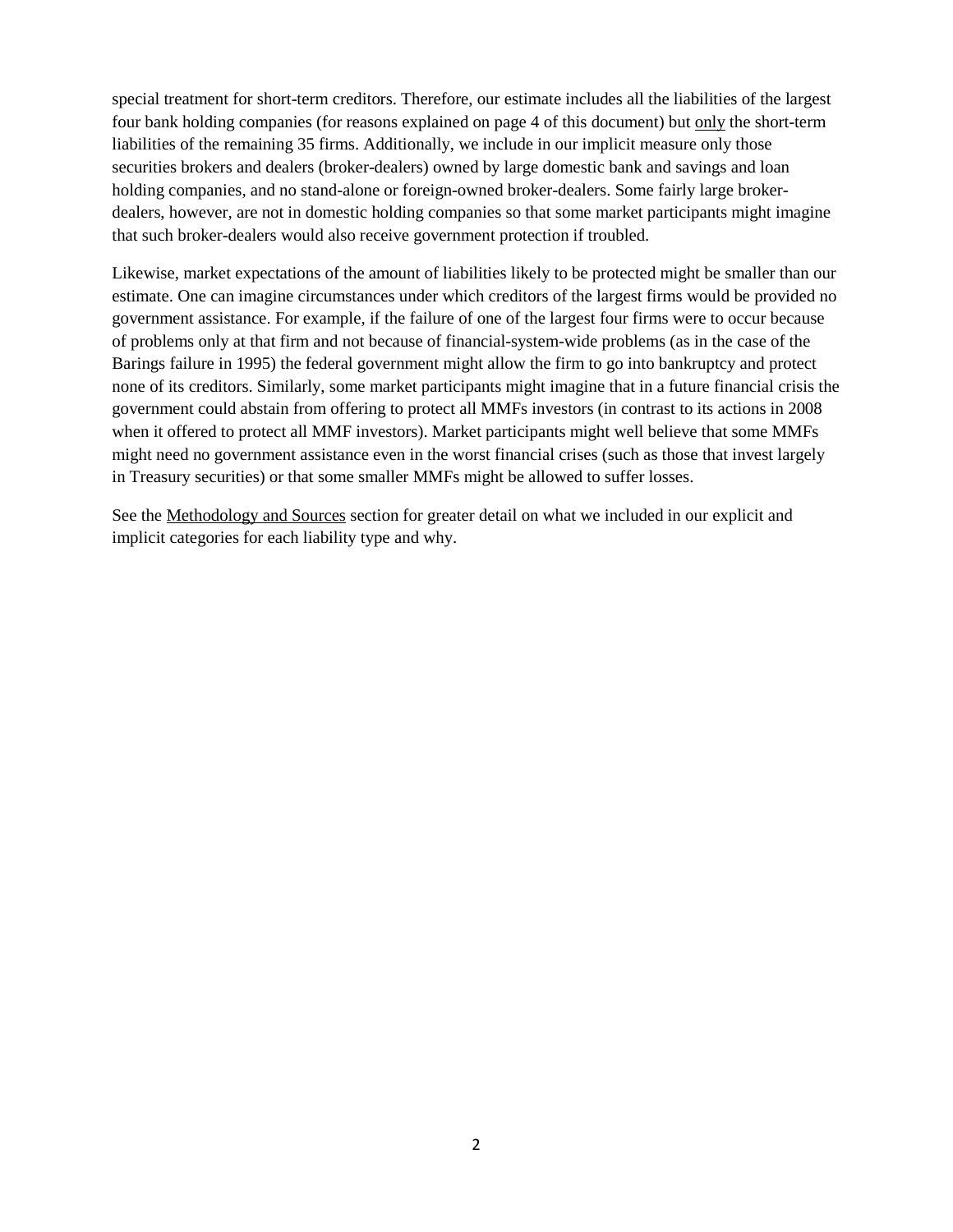special treatment for short-term creditors. Therefore, our estimate includes all the liabilities of the largest four bank holding companies (for reasons explained on page 4 of this document) but only the short-term liabilities of the remaining 35 firms. Additionally, we include in our implicit measure only those securities brokers and dealers (broker-dealers) owned by large domestic bank and savings and loan holding companies, and no stand-alone or foreign-owned broker-dealers. Some fairly large broker-dealers, however, are not in domestic holding companies so that some market participants might imagine that such broker-dealers would also receive government protection if troubled.

Likewise, market expectations of the amount of liabilities likely to be protected might be smaller than our estimate. One can imagine circumstances under which creditors of the largest firms would be provided no government assistance. For example, if the failure of one of the largest four firms were to occur because of problems only at that firm and not because of financial-system-wide problems (as in the case of the Barings failure in 1995) the federal government might allow the firm to go into bankruptcy and protect none of its creditors. Similarly, some market participants might imagine that in a future financial crisis the government could abstain from offering to protect all MMFs investors (in contrast to its actions in 2008 when it offered to protect all MMF investors). Market participants might well believe that some MMFs might need no government assistance even in the worst financial crises (such as those that invest largely in Treasury securities) or that some smaller MMFs might be allowed to suffer losses.

See the Methodology and Sources section for greater detail on what we included in our explicit and implicit categories for each liability type and why.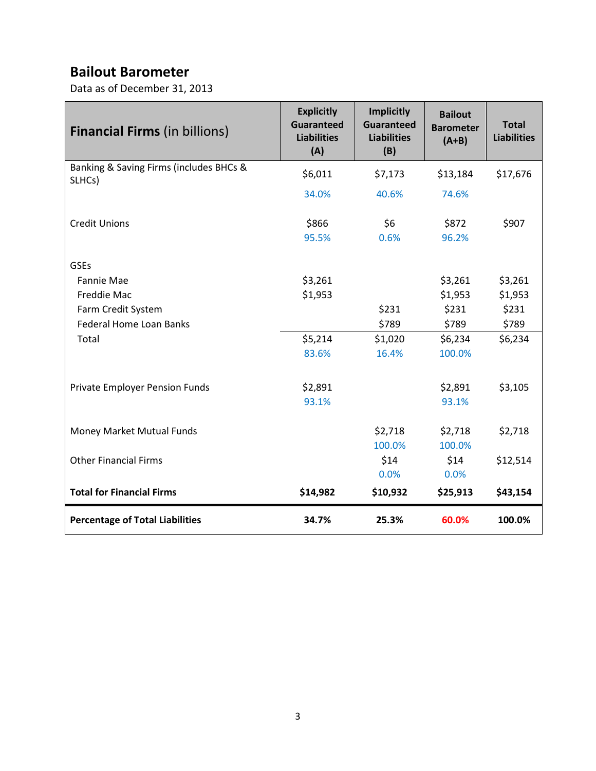## Bailout Barometer

Data as of December 31, 2013

| **Financial Firms** (in billions) | **Explicitly Guaranteed Liabilities (A)** | **Implicitly Guaranteed Liabilities (B)** | **Bailout Barometer (A+B)** | **Total Liabilities** |
|---|---|---|---|---|
| Banking & Saving Firms (includes BHCs & SLHCs) | $6,011 | $7,173 | $13,184 | $17,676 |
| | 34.0% | 40.6% | 74.6% | |
| Credit Unions | $866 | $6 | $872 | $907 |
| | 95.5% | 0.6% | 96.2% | |
| GSEs | | | | |
| Fannie Mae | $3,261 | | $3,261 | $3,261 |
| Freddie Mac | $1,953 | | $1,953 | $1,953 |
| Farm Credit System | | $231 | $231 | $231 |
| Federal Home Loan Banks | | $789 | $789 | $789 |
| Total | $5,214 | $1,020 | $6,234 | $6,234 |
| | 83.6% | 16.4% | 100.0% | |
| Private Employer Pension Funds | $2,891 | | $2,891 | $3,105 |
| | 93.1% | | 93.1% | |
| Money Market Mutual Funds | | $2,718 | $2,718 | $2,718 |
| | | 100.0% | 100.0% | |
| Other Financial Firms | | $14 | $14 | $12,514 |
| | | 0.0% | 0.0% | |
| **Total for Financial Firms** | **$14,982** | **$10,932** | **$25,913** | **$43,154** |
| **Percentage of Total Liabilities** | **34.7%** | **25.3%** | **60.0%** | **100.0%** |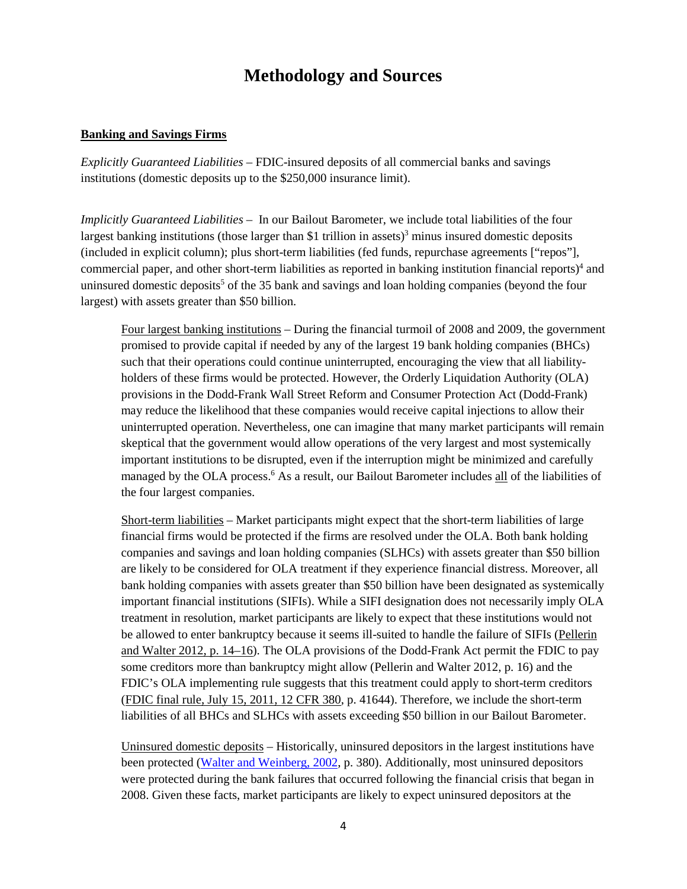# Methodology and Sources

**Banking and Savings Firms**

*Explicitly Guaranteed Liabilities* – FDIC-insured deposits of all commercial banks and savings institutions (domestic deposits up to the $250,000 insurance limit).

*Implicitly Guaranteed Liabilities* – In our Bailout Barometer, we include total liabilities of the four largest banking institutions (those larger than $1 trillion in assets)[3] minus insured domestic deposits (included in explicit column); plus short-term liabilities (fed funds, repurchase agreements ["repos"], commercial paper, and other short-term liabilities as reported in banking institution financial reports)[4] and uninsured domestic deposits[5] of the 35 bank and savings and loan holding companies (beyond the four largest) with assets greater than $50 billion.

> Four largest banking institutions – During the financial turmoil of 2008 and 2009, the government promised to provide capital if needed by any of the largest 19 bank holding companies (BHCs) such that their operations could continue uninterrupted, encouraging the view that all liability-holders of these firms would be protected. However, the Orderly Liquidation Authority (OLA) provisions in the Dodd-Frank Wall Street Reform and Consumer Protection Act (Dodd-Frank) may reduce the likelihood that these companies would receive capital injections to allow their uninterrupted operation. Nevertheless, one can imagine that many market participants will remain skeptical that the government would allow operations of the very largest and most systemically important institutions to be disrupted, even if the interruption might be minimized and carefully managed by the OLA process.[6] As a result, our Bailout Barometer includes all of the liabilities of the four largest companies.
>
> Short-term liabilities – Market participants might expect that the short-term liabilities of large financial firms would be protected if the firms are resolved under the OLA. Both bank holding companies and savings and loan holding companies (SLHCs) with assets greater than $50 billion are likely to be considered for OLA treatment if they experience financial distress. Moreover, all bank holding companies with assets greater than $50 billion have been designated as systemically important financial institutions (SIFIs). While a SIFI designation does not necessarily imply OLA treatment in resolution, market participants are likely to expect that these institutions would not be allowed to enter bankruptcy because it seems ill-suited to handle the failure of SIFIs (Pellerin and Walter 2012, p. 14–16). The OLA provisions of the Dodd-Frank Act permit the FDIC to pay some creditors more than bankruptcy might allow (Pellerin and Walter 2012, p. 16) and the FDIC's OLA implementing rule suggests that this treatment could apply to short-term creditors (FDIC final rule, July 15, 2011, 12 CFR 380, p. 41644). Therefore, we include the short-term liabilities of all BHCs and SLHCs with assets exceeding $50 billion in our Bailout Barometer.
>
> Uninsured domestic deposits – Historically, uninsured depositors in the largest institutions have been protected (Walter and Weinberg, 2002, p. 380). Additionally, most uninsured depositors were protected during the bank failures that occurred following the financial crisis that began in 2008. Given these facts, market participants are likely to expect uninsured depositors at the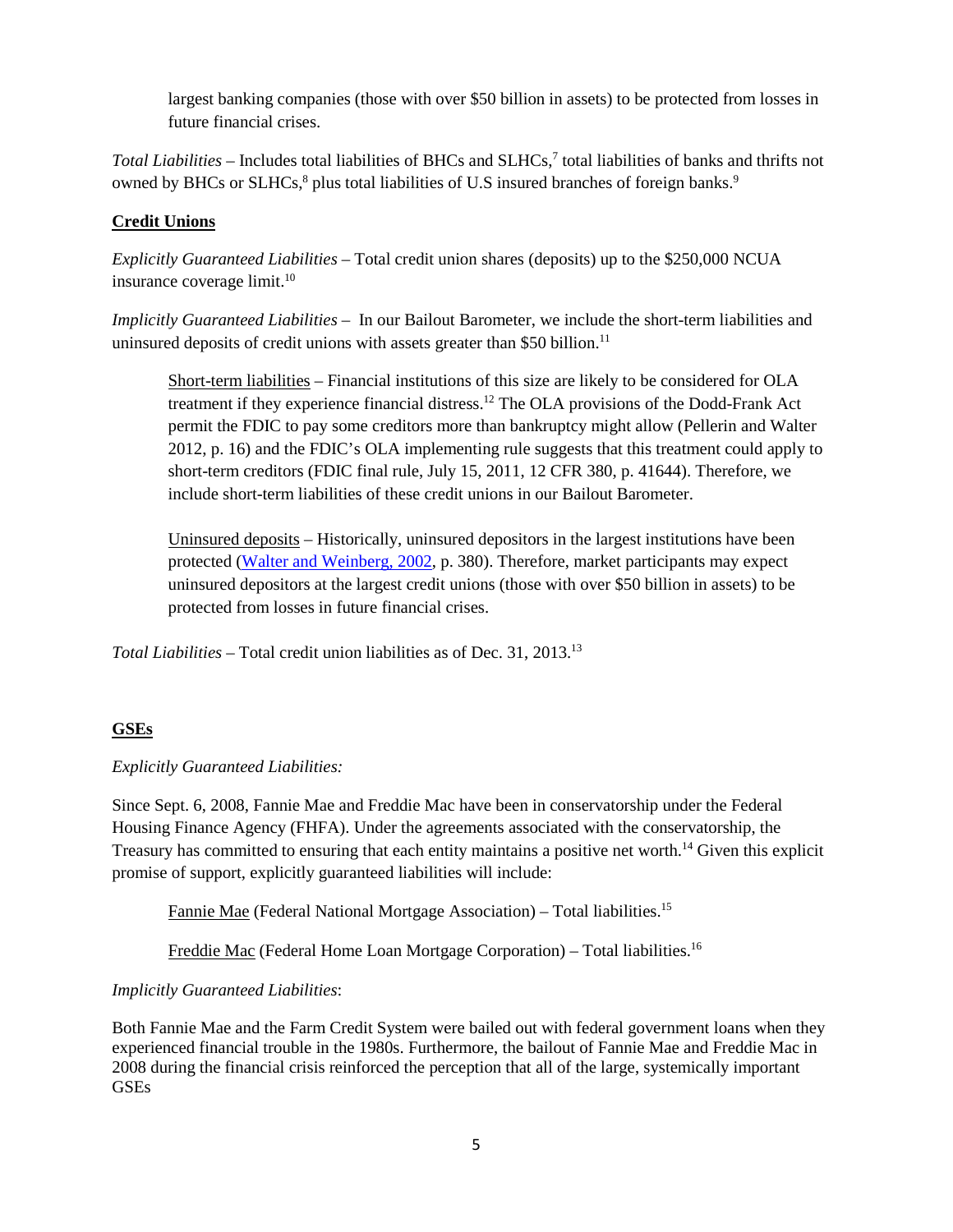largest banking companies (those with over $50 billion in assets) to be protected from losses in future financial crises.

*Total Liabilities* – Includes total liabilities of BHCs and SLHCs,[7] total liabilities of banks and thrifts not owned by BHCs or SLHCs,[8] plus total liabilities of U.S insured branches of foreign banks.[9]

**Credit Unions**

*Explicitly Guaranteed Liabilities* – Total credit union shares (deposits) up to the $250,000 NCUA insurance coverage limit.[10]

*Implicitly Guaranteed Liabilities* – In our Bailout Barometer, we include the short-term liabilities and uninsured deposits of credit unions with assets greater than $50 billion.[11]

> Short-term liabilities – Financial institutions of this size are likely to be considered for OLA treatment if they experience financial distress.[12] The OLA provisions of the Dodd-Frank Act permit the FDIC to pay some creditors more than bankruptcy might allow (Pellerin and Walter 2012, p. 16) and the FDIC's OLA implementing rule suggests that this treatment could apply to short-term creditors (FDIC final rule, July 15, 2011, 12 CFR 380, p. 41644). Therefore, we include short-term liabilities of these credit unions in our Bailout Barometer.
>
> Uninsured deposits – Historically, uninsured depositors in the largest institutions have been protected (Walter and Weinberg, 2002, p. 380). Therefore, market participants may expect uninsured depositors at the largest credit unions (those with over $50 billion in assets) to be protected from losses in future financial crises.

*Total Liabilities* – Total credit union liabilities as of Dec. 31, 2013.[13]

**GSEs**

*Explicitly Guaranteed Liabilities:*

Since Sept. 6, 2008, Fannie Mae and Freddie Mac have been in conservatorship under the Federal Housing Finance Agency (FHFA). Under the agreements associated with the conservatorship, the Treasury has committed to ensuring that each entity maintains a positive net worth.[14] Given this explicit promise of support, explicitly guaranteed liabilities will include:

> Fannie Mae (Federal National Mortgage Association) – Total liabilities.[15]
>
> Freddie Mac (Federal Home Loan Mortgage Corporation) – Total liabilities.[16]

*Implicitly Guaranteed Liabilities*:

Both Fannie Mae and the Farm Credit System were bailed out with federal government loans when they experienced financial trouble in the 1980s. Furthermore, the bailout of Fannie Mae and Freddie Mac in 2008 during the financial crisis reinforced the perception that all of the large, systemically important GSEs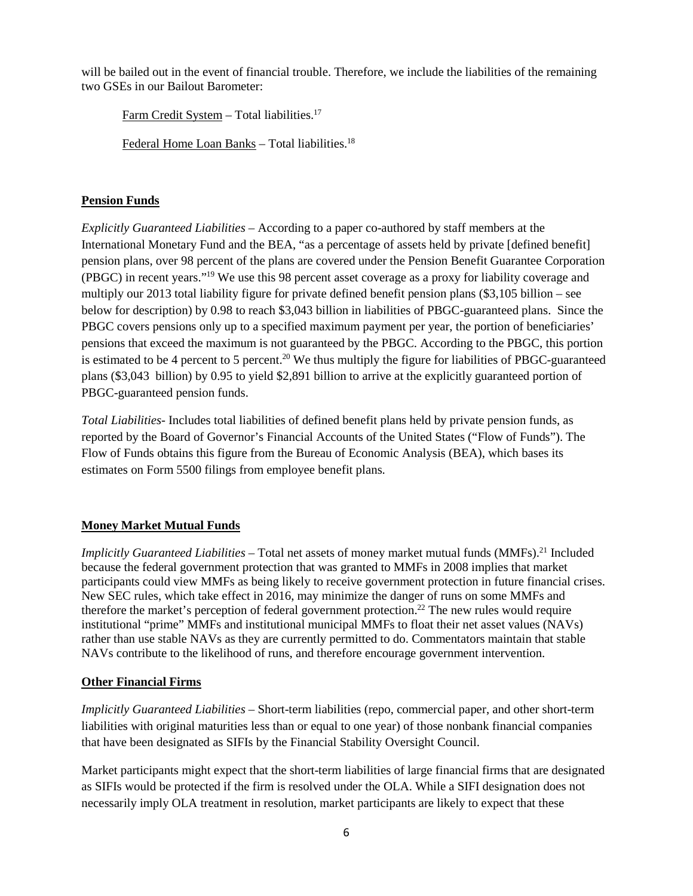will be bailed out in the event of financial trouble. Therefore, we include the liabilities of the remaining two GSEs in our Bailout Barometer:

Farm Credit System – Total liabilities.[17]

Federal Home Loan Banks – Total liabilities.[18]

**Pension Funds**

*Explicitly Guaranteed Liabilities* – According to a paper co-authored by staff members at the International Monetary Fund and the BEA, "as a percentage of assets held by private [defined benefit] pension plans, over 98 percent of the plans are covered under the Pension Benefit Guarantee Corporation (PBGC) in recent years."[19] We use this 98 percent asset coverage as a proxy for liability coverage and multiply our 2013 total liability figure for private defined benefit pension plans ($3,105 billion – see below for description) by 0.98 to reach $3,043 billion in liabilities of PBGC-guaranteed plans. Since the PBGC covers pensions only up to a specified maximum payment per year, the portion of beneficiaries' pensions that exceed the maximum is not guaranteed by the PBGC. According to the PBGC, this portion is estimated to be 4 percent to 5 percent.[20] We thus multiply the figure for liabilities of PBGC-guaranteed plans ($3,043 billion) by 0.95 to yield $2,891 billion to arrive at the explicitly guaranteed portion of PBGC-guaranteed pension funds.

*Total Liabilities*- Includes total liabilities of defined benefit plans held by private pension funds, as reported by the Board of Governor's Financial Accounts of the United States ("Flow of Funds"). The Flow of Funds obtains this figure from the Bureau of Economic Analysis (BEA), which bases its estimates on Form 5500 filings from employee benefit plans.

**Money Market Mutual Funds**

*Implicitly Guaranteed Liabilities* – Total net assets of money market mutual funds (MMFs).[21] Included because the federal government protection that was granted to MMFs in 2008 implies that market participants could view MMFs as being likely to receive government protection in future financial crises. New SEC rules, which take effect in 2016, may minimize the danger of runs on some MMFs and therefore the market's perception of federal government protection.[22] The new rules would require institutional "prime" MMFs and institutional municipal MMFs to float their net asset values (NAVs) rather than use stable NAVs as they are currently permitted to do. Commentators maintain that stable NAVs contribute to the likelihood of runs, and therefore encourage government intervention.

**Other Financial Firms**

*Implicitly Guaranteed Liabilities* – Short-term liabilities (repo, commercial paper, and other short-term liabilities with original maturities less than or equal to one year) of those nonbank financial companies that have been designated as SIFIs by the Financial Stability Oversight Council.

Market participants might expect that the short-term liabilities of large financial firms that are designated as SIFIs would be protected if the firm is resolved under the OLA. While a SIFI designation does not necessarily imply OLA treatment in resolution, market participants are likely to expect that these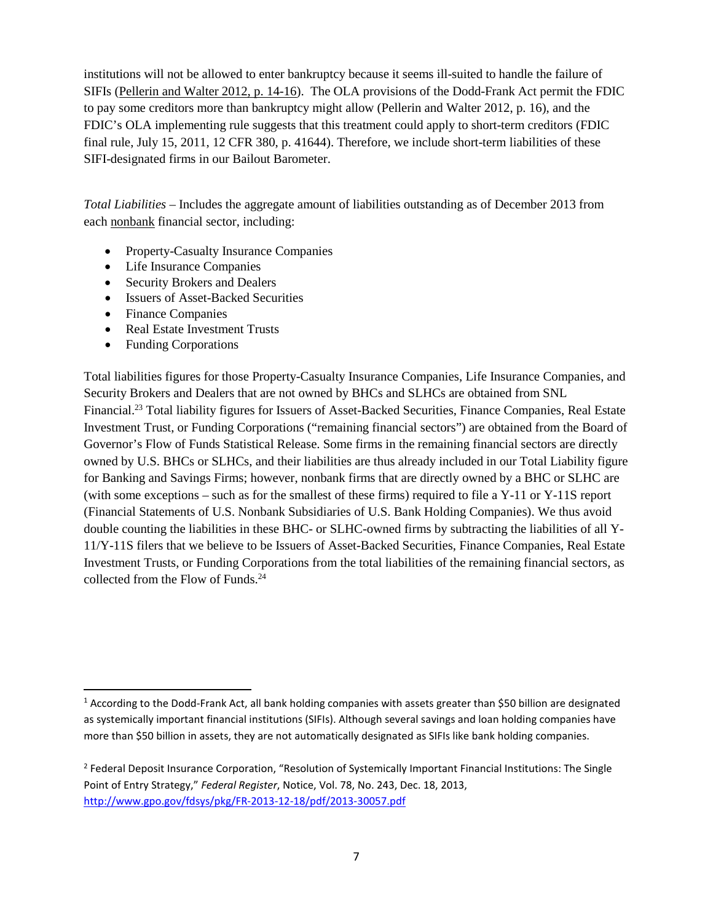institutions will not be allowed to enter bankruptcy because it seems ill-suited to handle the failure of SIFIs (Pellerin and Walter 2012, p. 14-16). The OLA provisions of the Dodd-Frank Act permit the FDIC to pay some creditors more than bankruptcy might allow (Pellerin and Walter 2012, p. 16), and the FDIC's OLA implementing rule suggests that this treatment could apply to short-term creditors (FDIC final rule, July 15, 2011, 12 CFR 380, p. 41644). Therefore, we include short-term liabilities of these SIFI-designated firms in our Bailout Barometer.

*Total Liabilities* – Includes the aggregate amount of liabilities outstanding as of December 2013 from each nonbank financial sector, including:

- Property-Casualty Insurance Companies
- Life Insurance Companies
- Security Brokers and Dealers
- Issuers of Asset-Backed Securities
- Finance Companies
- Real Estate Investment Trusts
- Funding Corporations

Total liabilities figures for those Property-Casualty Insurance Companies, Life Insurance Companies, and Security Brokers and Dealers that are not owned by BHCs and SLHCs are obtained from SNL Financial.[23] Total liability figures for Issuers of Asset-Backed Securities, Finance Companies, Real Estate Investment Trust, or Funding Corporations ("remaining financial sectors") are obtained from the Board of Governor's Flow of Funds Statistical Release. Some firms in the remaining financial sectors are directly owned by U.S. BHCs or SLHCs, and their liabilities are thus already included in our Total Liability figure for Banking and Savings Firms; however, nonbank firms that are directly owned by a BHC or SLHC are (with some exceptions – such as for the smallest of these firms) required to file a Y-11 or Y-11S report (Financial Statements of U.S. Nonbank Subsidiaries of U.S. Bank Holding Companies). We thus avoid double counting the liabilities in these BHC- or SLHC-owned firms by subtracting the liabilities of all Y-11/Y-11S filers that we believe to be Issuers of Asset-Backed Securities, Finance Companies, Real Estate Investment Trusts, or Funding Corporations from the total liabilities of the remaining financial sectors, as collected from the Flow of Funds.[24]

---

[1] According to the Dodd-Frank Act, all bank holding companies with assets greater than $50 billion are designated as systemically important financial institutions (SIFIs). Although several savings and loan holding companies have more than $50 billion in assets, they are not automatically designated as SIFIs like bank holding companies.

[2] Federal Deposit Insurance Corporation, "Resolution of Systemically Important Financial Institutions: The Single Point of Entry Strategy," *Federal Register*, Notice, Vol. 78, No. 243, Dec. 18, 2013, http://www.gpo.gov/fdsys/pkg/FR-2013-12-18/pdf/2013-30057.pdf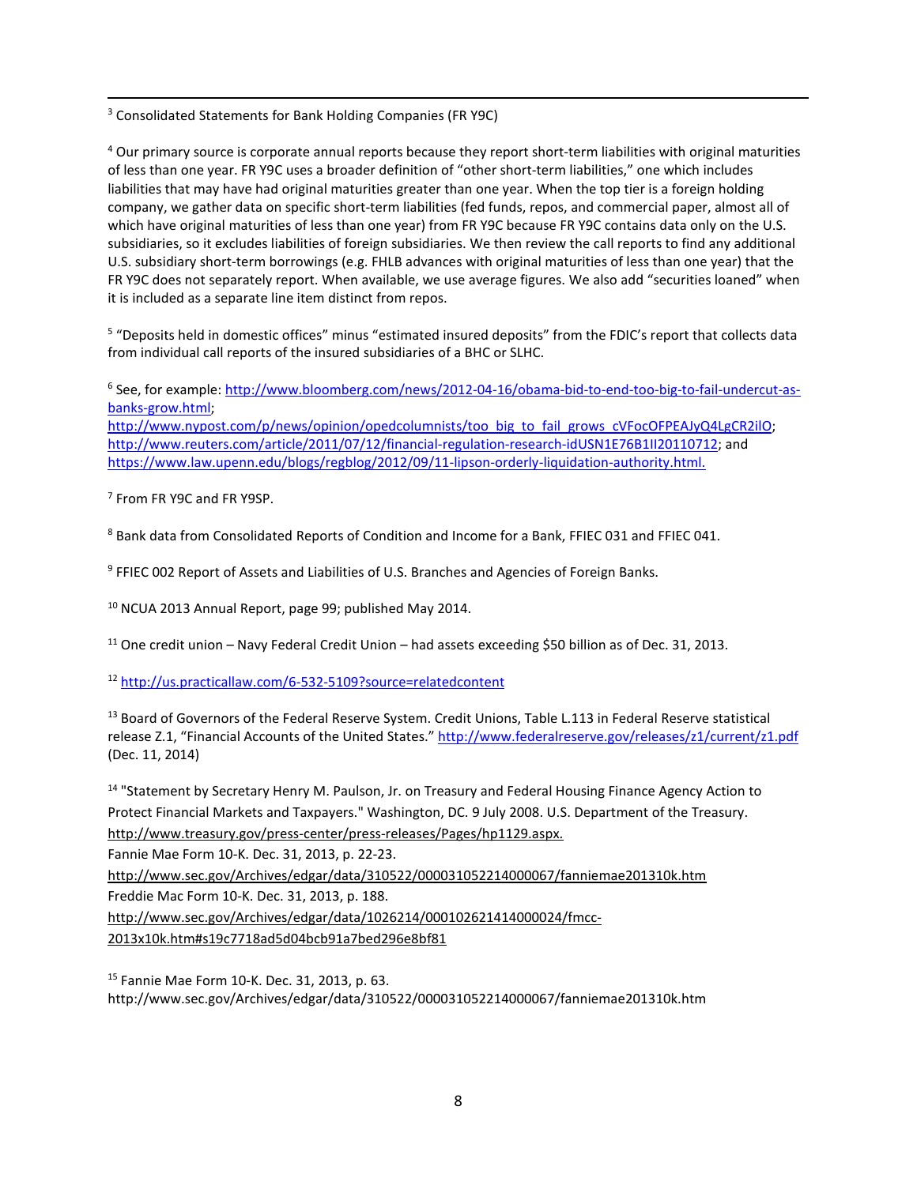[3] Consolidated Statements for Bank Holding Companies (FR Y9C)

[4] Our primary source is corporate annual reports because they report short-term liabilities with original maturities of less than one year. FR Y9C uses a broader definition of "other short-term liabilities," one which includes liabilities that may have had original maturities greater than one year. When the top tier is a foreign holding company, we gather data on specific short-term liabilities (fed funds, repos, and commercial paper, almost all of which have original maturities of less than one year) from FR Y9C because FR Y9C contains data only on the U.S. subsidiaries, so it excludes liabilities of foreign subsidiaries. We then review the call reports to find any additional U.S. subsidiary short-term borrowings (e.g. FHLB advances with original maturities of less than one year) that the FR Y9C does not separately report. When available, we use average figures. We also add "securities loaned" when it is included as a separate line item distinct from repos.

[5] "Deposits held in domestic offices" minus "estimated insured deposits" from the FDIC's report that collects data from individual call reports of the insured subsidiaries of a BHC or SLHC.

[6] See, for example: http://www.bloomberg.com/news/2012-04-16/obama-bid-to-end-too-big-to-fail-undercut-as-banks-grow.html; http://www.nypost.com/p/news/opinion/opedcolumnists/too_big_to_fail_grows_cVFocOFPEAJyQ4LgCR2ilO; http://www.reuters.com/article/2011/07/12/financial-regulation-research-idUSN1E76B1II20110712; and https://www.law.upenn.edu/blogs/regblog/2012/09/11-lipson-orderly-liquidation-authority.html.

[7] From FR Y9C and FR Y9SP.

[8] Bank data from Consolidated Reports of Condition and Income for a Bank, FFIEC 031 and FFIEC 041.

[9] FFIEC 002 Report of Assets and Liabilities of U.S. Branches and Agencies of Foreign Banks.

[10] NCUA 2013 Annual Report, page 99; published May 2014.

[11] One credit union – Navy Federal Credit Union – had assets exceeding $50 billion as of Dec. 31, 2013.

[12] http://us.practicallaw.com/6-532-5109?source=relatedcontent

[13] Board of Governors of the Federal Reserve System. Credit Unions, Table L.113 in Federal Reserve statistical release Z.1, "Financial Accounts of the United States." http://www.federalreserve.gov/releases/z1/current/z1.pdf (Dec. 11, 2014)

[14] "Statement by Secretary Henry M. Paulson, Jr. on Treasury and Federal Housing Finance Agency Action to Protect Financial Markets and Taxpayers." Washington, DC. 9 July 2008. U.S. Department of the Treasury. http://www.treasury.gov/press-center/press-releases/Pages/hp1129.aspx.
Fannie Mae Form 10-K. Dec. 31, 2013, p. 22-23.
http://www.sec.gov/Archives/edgar/data/310522/000031052214000067/fanniemae201310k.htm
Freddie Mac Form 10-K. Dec. 31, 2013, p. 188.
http://www.sec.gov/Archives/edgar/data/1026214/000102621414000024/fmcc-2013x10k.htm#s19c7718ad5d04bcb91a7bed296e8bf81

[15] Fannie Mae Form 10-K. Dec. 31, 2013, p. 63.
http://www.sec.gov/Archives/edgar/data/310522/000031052214000067/fanniemae201310k.htm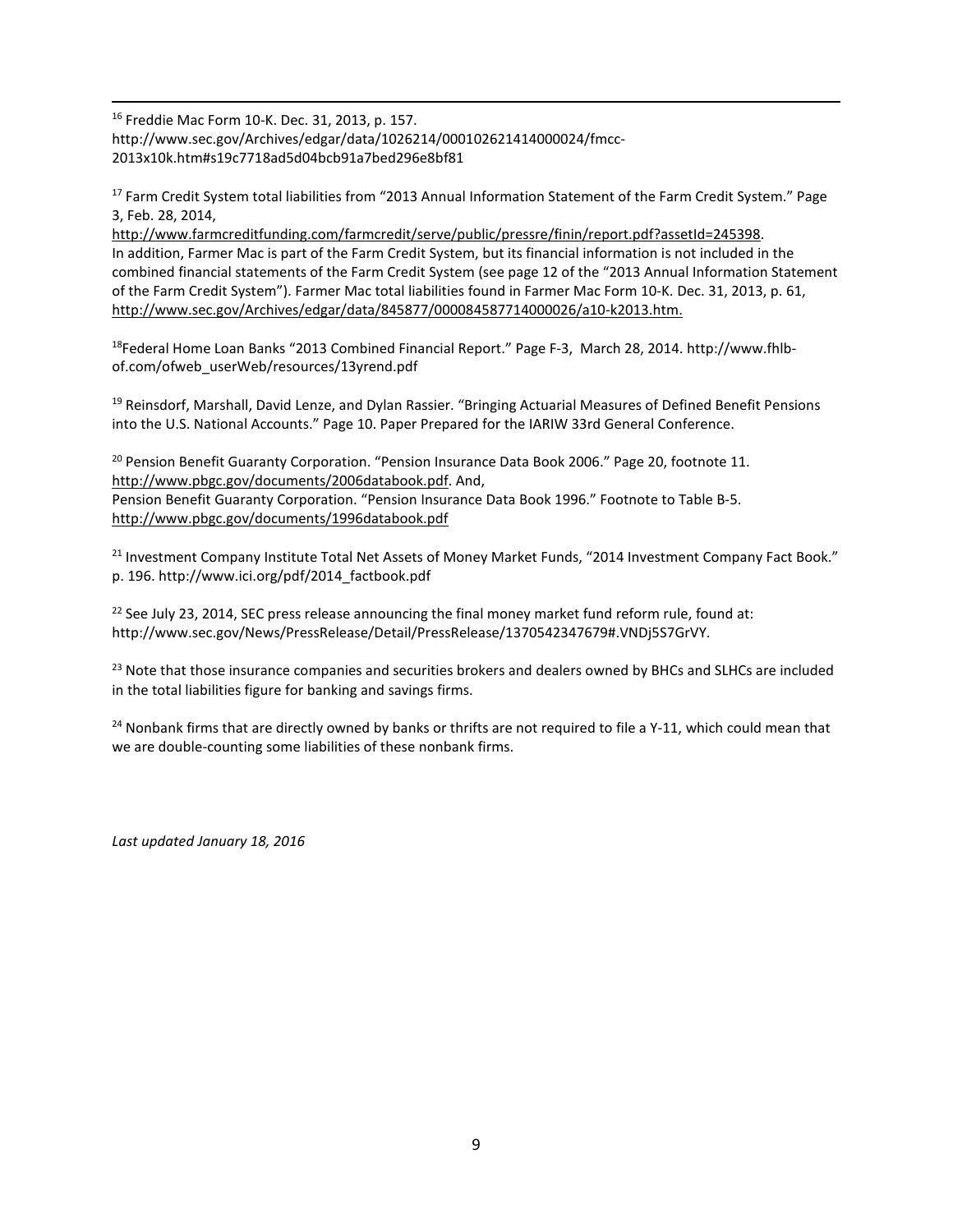[16] Freddie Mac Form 10-K. Dec. 31, 2013, p. 157.
http://www.sec.gov/Archives/edgar/data/1026214/000102621414000024/fmcc-2013x10k.htm#s19c7718ad5d04bcb91a7bed296e8bf81

[17] Farm Credit System total liabilities from "2013 Annual Information Statement of the Farm Credit System." Page 3, Feb. 28, 2014,
http://www.farmcreditfunding.com/farmcredit/serve/public/pressre/finin/report.pdf?assetId=245398.
In addition, Farmer Mac is part of the Farm Credit System, but its financial information is not included in the combined financial statements of the Farm Credit System (see page 12 of the "2013 Annual Information Statement of the Farm Credit System"). Farmer Mac total liabilities found in Farmer Mac Form 10-K. Dec. 31, 2013, p. 61, http://www.sec.gov/Archives/edgar/data/845877/000084587714000026/a10-k2013.htm.

[18] Federal Home Loan Banks "2013 Combined Financial Report." Page F-3, March 28, 2014. http://www.fhlb-of.com/ofweb_userWeb/resources/13yrend.pdf

[19] Reinsdorf, Marshall, David Lenze, and Dylan Rassier. "Bringing Actuarial Measures of Defined Benefit Pensions into the U.S. National Accounts." Page 10. Paper Prepared for the IARIW 33rd General Conference.

[20] Pension Benefit Guaranty Corporation. "Pension Insurance Data Book 2006." Page 20, footnote 11. http://www.pbgc.gov/documents/2006databook.pdf. And,
Pension Benefit Guaranty Corporation. "Pension Insurance Data Book 1996." Footnote to Table B-5. http://www.pbgc.gov/documents/1996databook.pdf

[21] Investment Company Institute Total Net Assets of Money Market Funds, "2014 Investment Company Fact Book." p. 196. http://www.ici.org/pdf/2014_factbook.pdf

[22] See July 23, 2014, SEC press release announcing the final money market fund reform rule, found at: http://www.sec.gov/News/PressRelease/Detail/PressRelease/1370542347679#.VNDj5S7GrVY.

[23] Note that those insurance companies and securities brokers and dealers owned by BHCs and SLHCs are included in the total liabilities figure for banking and savings firms.

[24] Nonbank firms that are directly owned by banks or thrifts are not required to file a Y-11, which could mean that we are double-counting some liabilities of these nonbank firms.

*Last updated January 18, 2016*